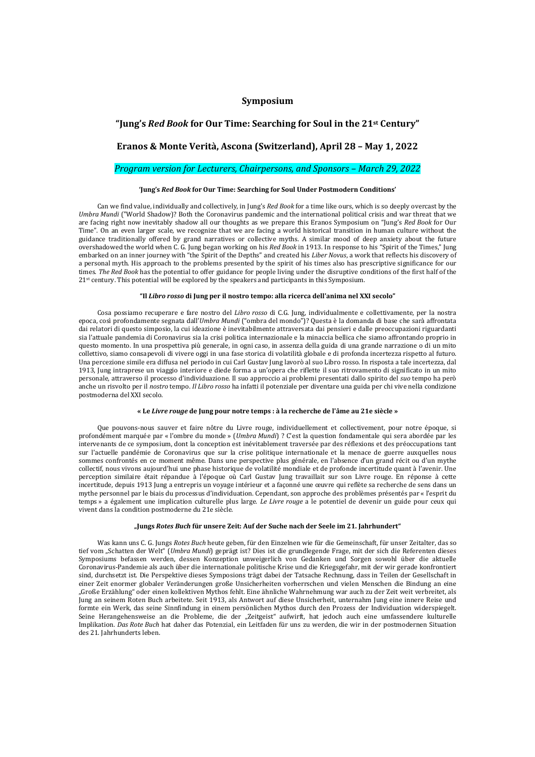# Symposium

## "Jung's *Red Book* for Our Time: Searching for Soul in the 21st Century"

## Eranos & Monte Verità, Ascona (Switzerland), April 28 – May 1, 2022

*Program version for Lecturers, Chairpersons, and Sponsors – March 29, 2022*

#### 'Jung's *Red Book* for Our Time: Searching for Soul Under Postmodern Conditions'

Can we find value, individually and collectively, in Jung's *Red Book* for a time like ours, which is so deeply overcast by the *Umbra Mundi* ("World Shadow)? Both the Coronavirus pandemic and the international political crisis and war threat that we are facing right now inevitably shadow all our thoughts as we prepare this Eranos Symposium on "Jung's *Red Book* for Our Time". On an even larger scale, we recognize that we are facing a world historical transition in human culture without the guidance traditionally offered by grand narratives or collective myths. A similar mood of deep anxiety about the future overshadowed the world when C. G. Jung began working on his *Red Book* in 1913. In response to his "Spirit of the Times," Jung embarked on an inner journey with "the Spirit of the Depths" and created his *Liber Novus*, a work that reflects his discovery of a personal myth. His approach to the problems presented by the spirit of his times also has prescriptive significance for our times. *The Red Book* has the potential to offer guidance for people living under the disruptive conditions of the first half of the 21st century. This potential will be explored by the speakers and participants in this Symposium.

#### "Il *Libro rosso* di Jung per il nostro tempo: alla ricerca dell'anima nel XXI secolo"

Cosa possiamo recuperare e fare nostro del *Libro rosso* di C.G. Jung, individualmente e collettivamente, per la nostra epoca, così profondamente segnata dall'*Umbra Mundi* ("ombra del mondo")? Questa è la domanda di base che sarà affrontata dai relatori di questo simposio, la cui ideazione è inevitabilmente attraversata dai pensieri e dalle preoccupazioni riguardanti sia l'attuale pandemia di Coronavirus sia la crisi politica internazionale e la minaccia bellica che siamo affrontando proprio in questo momento. In una prospettiva più generale, in ogni caso, in assenza della guida di una grande narrazione o di un mito collettivo, siamo consapevoli di vivere oggi in una fase storica di volatilità globale e di profonda incertezza rispetto al futuro. Una percezione simile era diffusa nel periodo in cui Carl Gustav Jung lavorò al suo Libro rosso. In risposta a tale incertezza, dal 1913, Jung intraprese un viaggio interiore e diede forma a un'opera che riflette il suo ritrovamento di significato in un mito personale, attraverso il processo d'individuazione. Il suo approccio ai problemi presentati dallo spirito del *suo* tempo ha però anche un risvolto per il *nostro* tempo. *Il Libro rosso* ha infatti il potenziale per diventare una guida per chi vive nella condizione postmoderna del XXI secolo.

#### « Le *Livre rouge* de Jung pour notre temps : à la recherche de l'âme au 21e siècle »

Que pouvons-nous sauver et faire nôtre du Livre rouge, individuellement et collectivement, pour notre époque, si profondément marquée par « l'ombre du monde » (*Umbra Mundi*) ? C'est la question fondamentale qui sera abordée par les intervenants de ce symposium, dont la conception est inévitablement traversée par des réflexions et des préoccupations tant sur l'actuelle pandémie de Coronavirus que sur la crise politique internationale et la menace de guerre auxquelles nous sommes confrontés en ce moment même. Dans une perspective plus générale, en l'absence d'un grand récit ou d'un mythe collectif, nous vivons aujourd'hui une phase historique de volatilité mondiale et de profonde incertitude quant à l'avenir. Une perception similaire était répandue à l'époque où Carl Gustav Jung travaillait sur son Livre rouge. En réponse à cette incertitude, depuis 1913 Jung a entrepris un voyage intérieur et a façonné une œuvre qui reflète sa recherche de sens dans un mythe personnel par le biais du processus d'individuation. Cependant, son approche des problèmes présentés par « l'esprit du temps » a également une implication culturelle plus large. *Le Livre rouge* a le potentiel de devenir un guide pour ceux qui vivent dans la condition postmoderne du 21e siècle.

#### „Jungs *Rotes Buch* für unsere Zeit: Auf der Suche nach der Seele im 21. Jahrhundert"

Was kann uns C. G. Jungs *Rotes Buch* heute geben, für den Einzelnen wie für die Gemeinschaft, für unser Zeitalter, das so tief vom „Schatten der Welt" (*Umbra Mundi*) geprägt ist? Dies ist die grundlegende Frage, mit der sich die Referenten dieses Symposiums befassen werden, dessen Konzeption unweigerlich von Gedanken und Sorgen sowohl über die aktuelle Coronavirus-Pandemie als auch über die internationale politische Krise und die Kriegsgefahr, mit der wir gerade konfrontiert sind, durchsetzt ist. Die Perspektive dieses Symposions trägt dabei der Tatsache Rechnung, dass in Teilen der Gesellschaft in einer Zeit enormer globaler Veränderungen große Unsicherheiten vorherrschen und vielen Menschen die Bindung an eine „Große Erzählung" oder einen kollektiven Mythos fehlt. Eine ähnliche Wahrnehmung war auch zu der Zeit weit verbreitet, als Jung an seinem Roten Buch arbeitete. Seit 1913, als Antwort auf diese Unsicherheit, unternahm Jung eine innere Reise und formte ein Werk, das seine Sinnfindung in einem persönlichen Mythos durch den Prozess der Individuation widerspiegelt. Seine Herangehensweise an die Probleme, die der „Zeitgeist" aufwirft, hat jedoch auch eine umfassendere kulturelle Implikation. *Das Rote Buch* hat daher das Potenzial, ein Leitfaden für uns zu werden, die wir in der postmodernen Situation des 21. Jahrhunderts leben.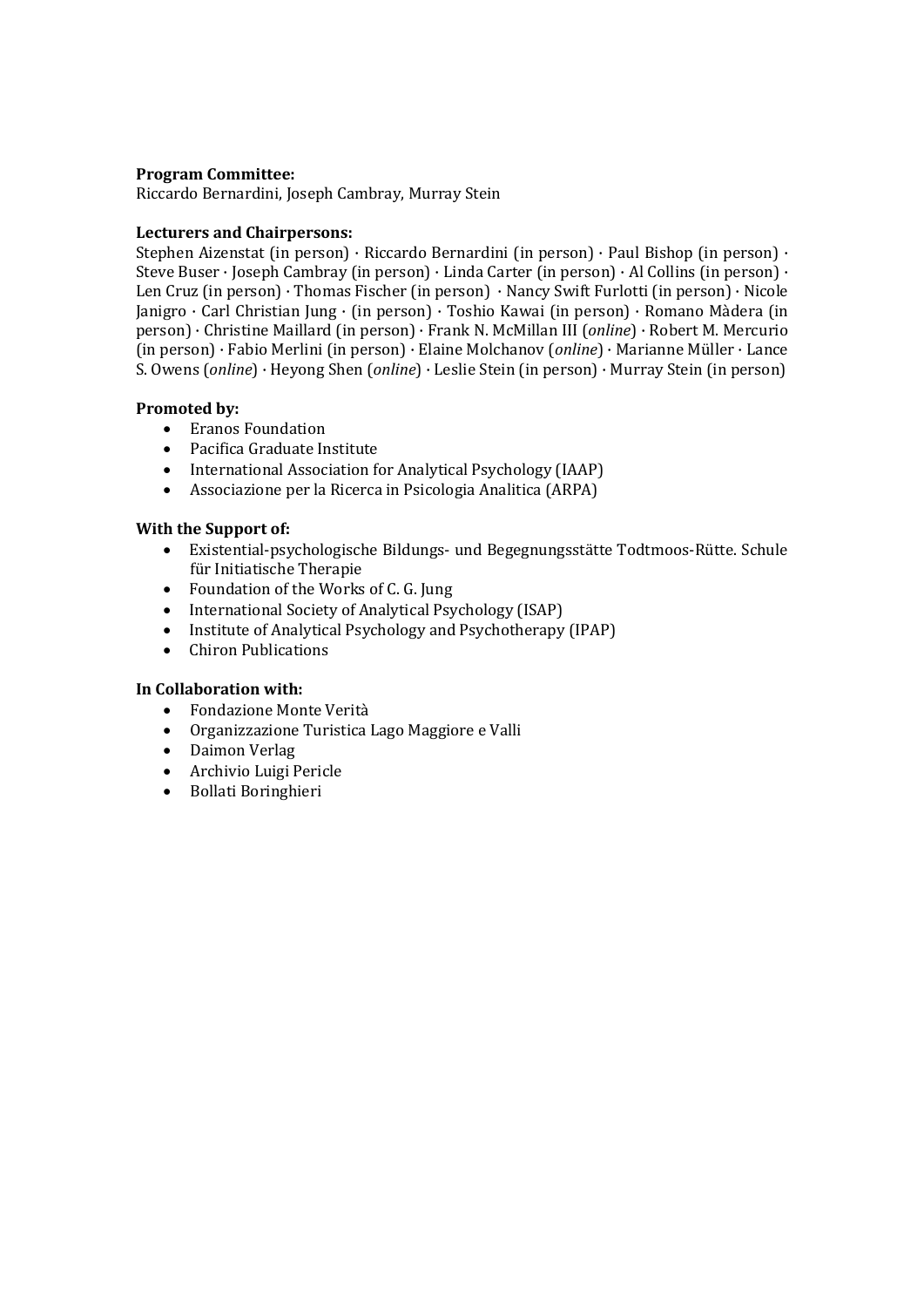**Program Committee:**
Riccardo Bernardini, Joseph Cambray, Murray Stein

**Lecturers and Chairpersons:**
Stephen Aizenstat (in person) · Riccardo Bernardini (in person) · Paul Bishop (in person) · Steve Buser · Joseph Cambray (in person) · Linda Carter (in person) · Al Collins (in person) · Len Cruz (in person) · Thomas Fischer (in person) · Nancy Swift Furlotti (in person) · Nicole Janigro · Carl Christian Jung · (in person) · Toshio Kawai (in person) · Romano Màdera (in person) · Christine Maillard (in person) · Frank N. McMillan III (*online*) · Robert M. Mercurio (in person) · Fabio Merlini (in person) · Elaine Molchanov (*online*) · Marianne Müller · Lance S. Owens (*online*) · Heyong Shen (*online*) · Leslie Stein (in person) · Murray Stein (in person)

**Promoted by:**

- Eranos Foundation
- Pacifica Graduate Institute
- International Association for Analytical Psychology (IAAP)
- Associazione per la Ricerca in Psicologia Analitica (ARPA)

**With the Support of:**

- Existential-psychologische Bildungs- und Begegnungsstätte Todtmoos-Rütte. Schule für Initiatische Therapie
- Foundation of the Works of C. G. Jung
- International Society of Analytical Psychology (ISAP)
- Institute of Analytical Psychology and Psychotherapy (IPAP)
- Chiron Publications

**In Collaboration with:**

- Fondazione Monte Verità
- Organizzazione Turistica Lago Maggiore e Valli
- Daimon Verlag
- Archivio Luigi Pericle
- Bollati Boringhieri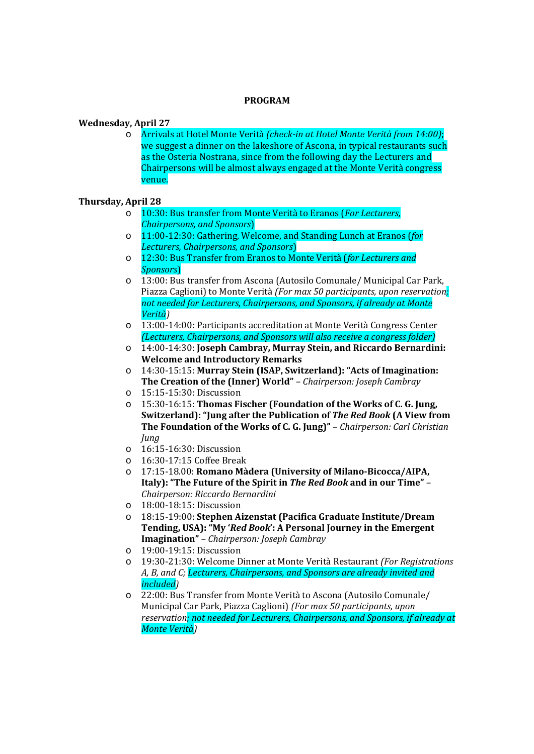**PROGRAM**

**Wednesday, April 27**

- Arrivals at Hotel Monte Verità *(check-in at Hotel Monte Verità from 14:00)*; we suggest a dinner on the lakeshore of Ascona, in typical restaurants such as the Osteria Nostrana, since from the following day the Lecturers and Chairpersons will be almost always engaged at the Monte Verità congress venue.

**Thursday, April 28**

- 10:30: Bus transfer from Monte Verità to Eranos (*For Lecturers, Chairpersons, and Sponsors*)
- 11:00-12:30: Gathering, Welcome, and Standing Lunch at Eranos (*for Lecturers, Chairpersons, and Sponsors*)
- 12:30: Bus Transfer from Eranos to Monte Verità (*for Lecturers and Sponsors*)
- 13:00: Bus transfer from Ascona (Autosilo Comunale/ Municipal Car Park, Piazza Caglioni) to Monte Verità *(For max 50 participants, upon reservation; not needed for Lecturers, Chairpersons, and Sponsors, if already at Monte Verità)*
- 13:00-14:00: Participants accreditation at Monte Verità Congress Center *(Lecturers, Chairpersons, and Sponsors will also receive a congress folder)*
- 14:00-14:30: **Joseph Cambray, Murray Stein, and Riccardo Bernardini: Welcome and Introductory Remarks**
- 14:30-15:15: **Murray Stein (ISAP, Switzerland): "Acts of Imagination: The Creation of the (Inner) World"** – *Chairperson: Joseph Cambray*
- 15:15-15:30: Discussion
- 15:30-16:15: **Thomas Fischer (Foundation of the Works of C. G. Jung, Switzerland): "Jung after the Publication of *The Red Book* (A View from The Foundation of the Works of C. G. Jung)"** – *Chairperson: Carl Christian Jung*
- 16:15-16:30: Discussion
- 16:30-17:15 Coffee Break
- 17:15-18.00: **Romano Màdera (University of Milano-Bicocca/AIPA, Italy): "The Future of the Spirit in *The Red Book* and in our Time"** – *Chairperson: Riccardo Bernardini*
- 18:00-18:15: Discussion
- 18:15-19:00: **Stephen Aizenstat (Pacifica Graduate Institute/Dream Tending, USA): "My '*Red Book*': A Personal Journey in the Emergent Imagination"** – *Chairperson: Joseph Cambray*
- 19:00-19:15: Discussion
- 19:30-21:30: Welcome Dinner at Monte Verità Restaurant *(For Registrations A, B, and C; Lecturers, Chairpersons, and Sponsors are already invited and included)*
- 22:00: Bus Transfer from Monte Verità to Ascona (Autosilo Comunale/ Municipal Car Park, Piazza Caglioni) *(For max 50 participants, upon reservation; not needed for Lecturers, Chairpersons, and Sponsors, if already at Monte Verità)*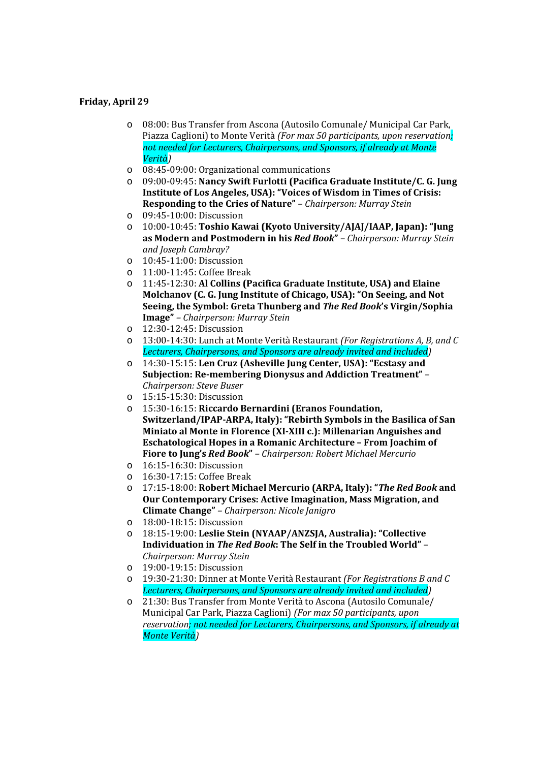**Friday, April 29**

- 08:00: Bus Transfer from Ascona (Autosilo Comunale/ Municipal Car Park, Piazza Caglioni) to Monte Verità *(For max 50 participants, upon reservation; not needed for Lecturers, Chairpersons, and Sponsors, if already at Monte Verità)*
- 08:45-09:00: Organizational communications
- 09:00-09:45: **Nancy Swift Furlotti (Pacifica Graduate Institute/C. G. Jung Institute of Los Angeles, USA): "Voices of Wisdom in Times of Crisis: Responding to the Cries of Nature"** – *Chairperson: Murray Stein*
- 09:45-10:00: Discussion
- 10:00-10:45: **Toshio Kawai (Kyoto University/AJAJ/IAAP, Japan): "Jung as Modern and Postmodern in his *Red Book*"** – *Chairperson: Murray Stein and Joseph Cambray?*
- 10:45-11:00: Discussion
- 11:00-11:45: Coffee Break
- 11:45-12:30: **Al Collins (Pacifica Graduate Institute, USA) and Elaine Molchanov (C. G. Jung Institute of Chicago, USA): "On Seeing, and Not Seeing, the Symbol: Greta Thunberg and *The Red Book*'s Virgin/Sophia Image"** – *Chairperson: Murray Stein*
- 12:30-12:45: Discussion
- 13:00-14:30: Lunch at Monte Verità Restaurant *(For Registrations A, B, and C Lecturers, Chairpersons, and Sponsors are already invited and included)*
- 14:30-15:15: **Len Cruz (Asheville Jung Center, USA): "Ecstasy and Subjection: Re-membering Dionysus and Addiction Treatment"** – *Chairperson: Steve Buser*
- 15:15-15:30: Discussion
- 15:30-16:15: **Riccardo Bernardini (Eranos Foundation, Switzerland/IPAP-ARPA, Italy): "Rebirth Symbols in the Basilica of San Miniato al Monte in Florence (XI-XIII c.): Millenarian Anguishes and Eschatological Hopes in a Romanic Architecture – From Joachim of Fiore to Jung's *Red Book*"** – *Chairperson: Robert Michael Mercurio*
- 16:15-16:30: Discussion
- 16:30-17:15: Coffee Break
- 17:15-18:00: **Robert Michael Mercurio (ARPA, Italy): "*The Red Book* and Our Contemporary Crises: Active Imagination, Mass Migration, and Climate Change"** – *Chairperson: Nicole Janigro*
- 18:00-18:15: Discussion
- 18:15-19:00: **Leslie Stein (NYAAP/ANZSJA, Australia): "Collective Individuation in *The Red Book*: The Self in the Troubled World"** – *Chairperson: Murray Stein*
- 19:00-19:15: Discussion
- 19:30-21:30: Dinner at Monte Verità Restaurant *(For Registrations B and C Lecturers, Chairpersons, and Sponsors are already invited and included)*
- 21:30: Bus Transfer from Monte Verità to Ascona (Autosilo Comunale/ Municipal Car Park, Piazza Caglioni) *(For max 50 participants, upon reservation; not needed for Lecturers, Chairpersons, and Sponsors, if already at Monte Verità)*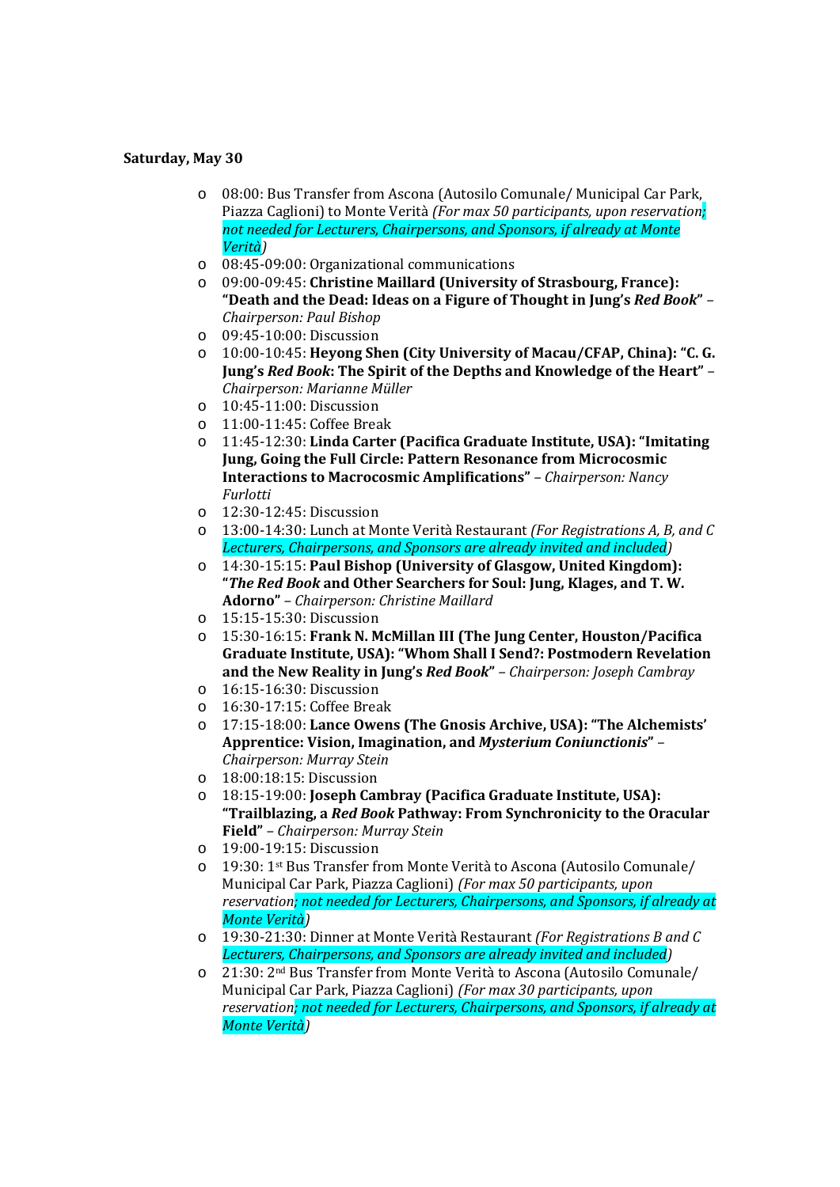**Saturday, May 30**

- 08:00: Bus Transfer from Ascona (Autosilo Comunale/ Municipal Car Park, Piazza Caglioni) to Monte Verità *(For max 50 participants, upon reservation; not needed for Lecturers, Chairpersons, and Sponsors, if already at Monte Verità)*
- 08:45-09:00: Organizational communications
- 09:00-09:45: **Christine Maillard (University of Strasbourg, France): "Death and the Dead: Ideas on a Figure of Thought in Jung's *Red Book*"** – *Chairperson: Paul Bishop*
- 09:45-10:00: Discussion
- 10:00-10:45: **Heyong Shen (City University of Macau/CFAP, China): "C. G. Jung's *Red Book*: The Spirit of the Depths and Knowledge of the Heart"** – *Chairperson: Marianne Müller*
- 10:45-11:00: Discussion
- 11:00-11:45: Coffee Break
- 11:45-12:30: **Linda Carter (Pacifica Graduate Institute, USA): "Imitating Jung, Going the Full Circle: Pattern Resonance from Microcosmic Interactions to Macrocosmic Amplifications"** – *Chairperson: Nancy Furlotti*
- 12:30-12:45: Discussion
- 13:00-14:30: Lunch at Monte Verità Restaurant *(For Registrations A, B, and C Lecturers, Chairpersons, and Sponsors are already invited and included)*
- 14:30-15:15: **Paul Bishop (University of Glasgow, United Kingdom): "*The Red Book* and Other Searchers for Soul: Jung, Klages, and T. W. Adorno"** – *Chairperson: Christine Maillard*
- 15:15-15:30: Discussion
- 15:30-16:15: **Frank N. McMillan III (The Jung Center, Houston/Pacifica Graduate Institute, USA): "Whom Shall I Send?: Postmodern Revelation and the New Reality in Jung's *Red Book*"** – *Chairperson: Joseph Cambray*
- 16:15-16:30: Discussion
- 16:30-17:15: Coffee Break
- 17:15-18:00: **Lance Owens (The Gnosis Archive, USA): "The Alchemists' Apprentice: Vision, Imagination, and *Mysterium Coniunctionis*"** – *Chairperson: Murray Stein*
- 18:00:18:15: Discussion
- 18:15-19:00: **Joseph Cambray (Pacifica Graduate Institute, USA): "Trailblazing, a *Red Book* Pathway: From Synchronicity to the Oracular Field"** – *Chairperson: Murray Stein*
- 19:00-19:15: Discussion
- 19:30: 1st Bus Transfer from Monte Verità to Ascona (Autosilo Comunale/ Municipal Car Park, Piazza Caglioni) *(For max 50 participants, upon reservation; not needed for Lecturers, Chairpersons, and Sponsors, if already at Monte Verità)*
- 19:30-21:30: Dinner at Monte Verità Restaurant *(For Registrations B and C Lecturers, Chairpersons, and Sponsors are already invited and included)*
- 21:30: 2nd Bus Transfer from Monte Verità to Ascona (Autosilo Comunale/ Municipal Car Park, Piazza Caglioni) *(For max 30 participants, upon reservation; not needed for Lecturers, Chairpersons, and Sponsors, if already at Monte Verità)*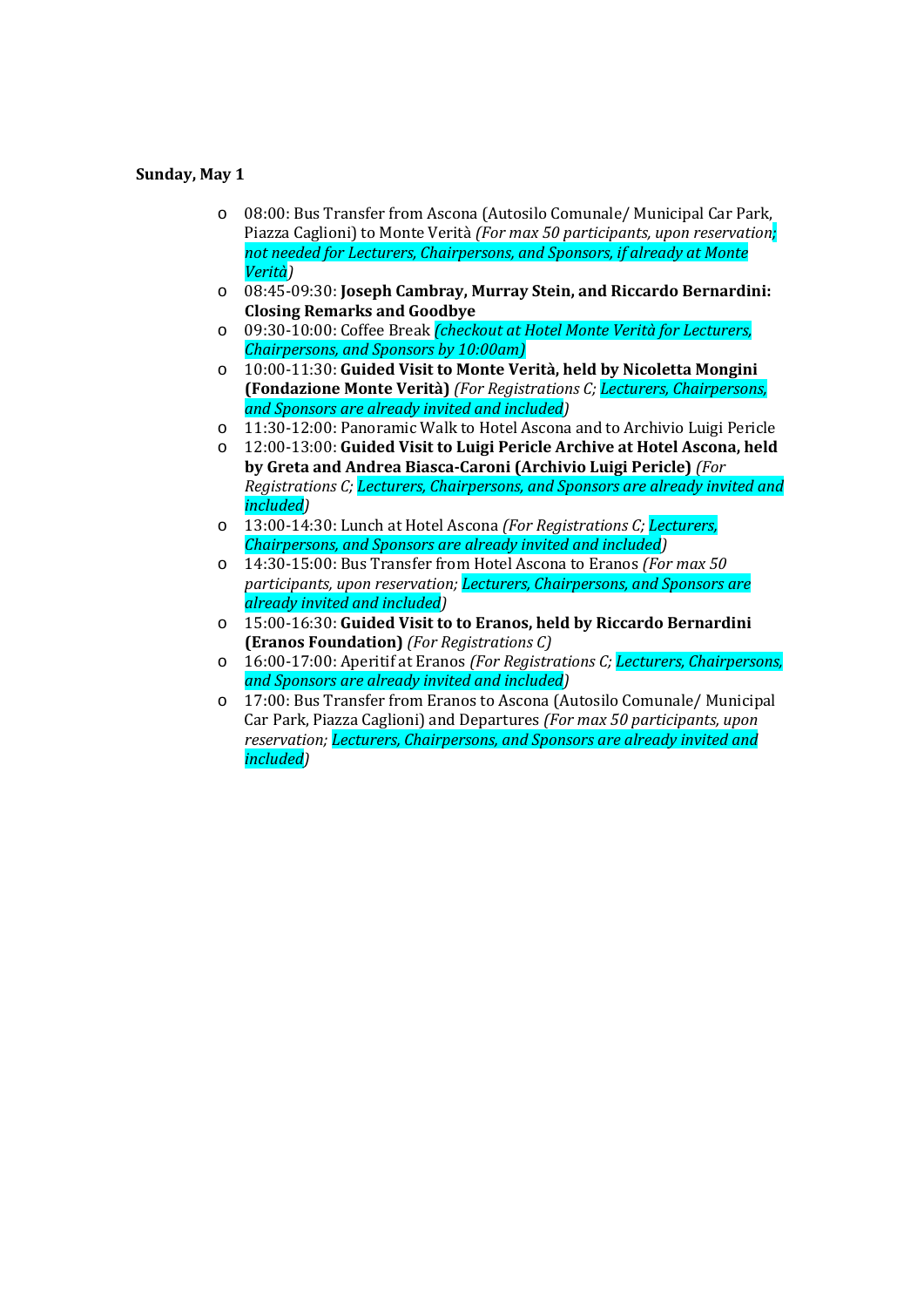**Sunday, May 1**

- 08:00: Bus Transfer from Ascona (Autosilo Comunale/ Municipal Car Park, Piazza Caglioni) to Monte Verità *(For max 50 participants, upon reservation; not needed for Lecturers, Chairpersons, and Sponsors, if already at Monte Verità)*
- 08:45-09:30: **Joseph Cambray, Murray Stein, and Riccardo Bernardini: Closing Remarks and Goodbye**
- 09:30-10:00: Coffee Break *(checkout at Hotel Monte Verità for Lecturers, Chairpersons, and Sponsors by 10:00am)*
- 10:00-11:30: **Guided Visit to Monte Verità, held by Nicoletta Mongini (Fondazione Monte Verità)** *(For Registrations C; Lecturers, Chairpersons, and Sponsors are already invited and included)*
- 11:30-12:00: Panoramic Walk to Hotel Ascona and to Archivio Luigi Pericle
- 12:00-13:00: **Guided Visit to Luigi Pericle Archive at Hotel Ascona, held by Greta and Andrea Biasca-Caroni (Archivio Luigi Pericle)** *(For Registrations C; Lecturers, Chairpersons, and Sponsors are already invited and included)*
- 13:00-14:30: Lunch at Hotel Ascona *(For Registrations C; Lecturers, Chairpersons, and Sponsors are already invited and included)*
- 14:30-15:00: Bus Transfer from Hotel Ascona to Eranos *(For max 50 participants, upon reservation; Lecturers, Chairpersons, and Sponsors are already invited and included)*
- 15:00-16:30: **Guided Visit to to Eranos, held by Riccardo Bernardini (Eranos Foundation)** *(For Registrations C)*
- 16:00-17:00: Aperitif at Eranos *(For Registrations C; Lecturers, Chairpersons, and Sponsors are already invited and included)*
- 17:00: Bus Transfer from Eranos to Ascona (Autosilo Comunale/ Municipal Car Park, Piazza Caglioni) and Departures *(For max 50 participants, upon reservation; Lecturers, Chairpersons, and Sponsors are already invited and included)*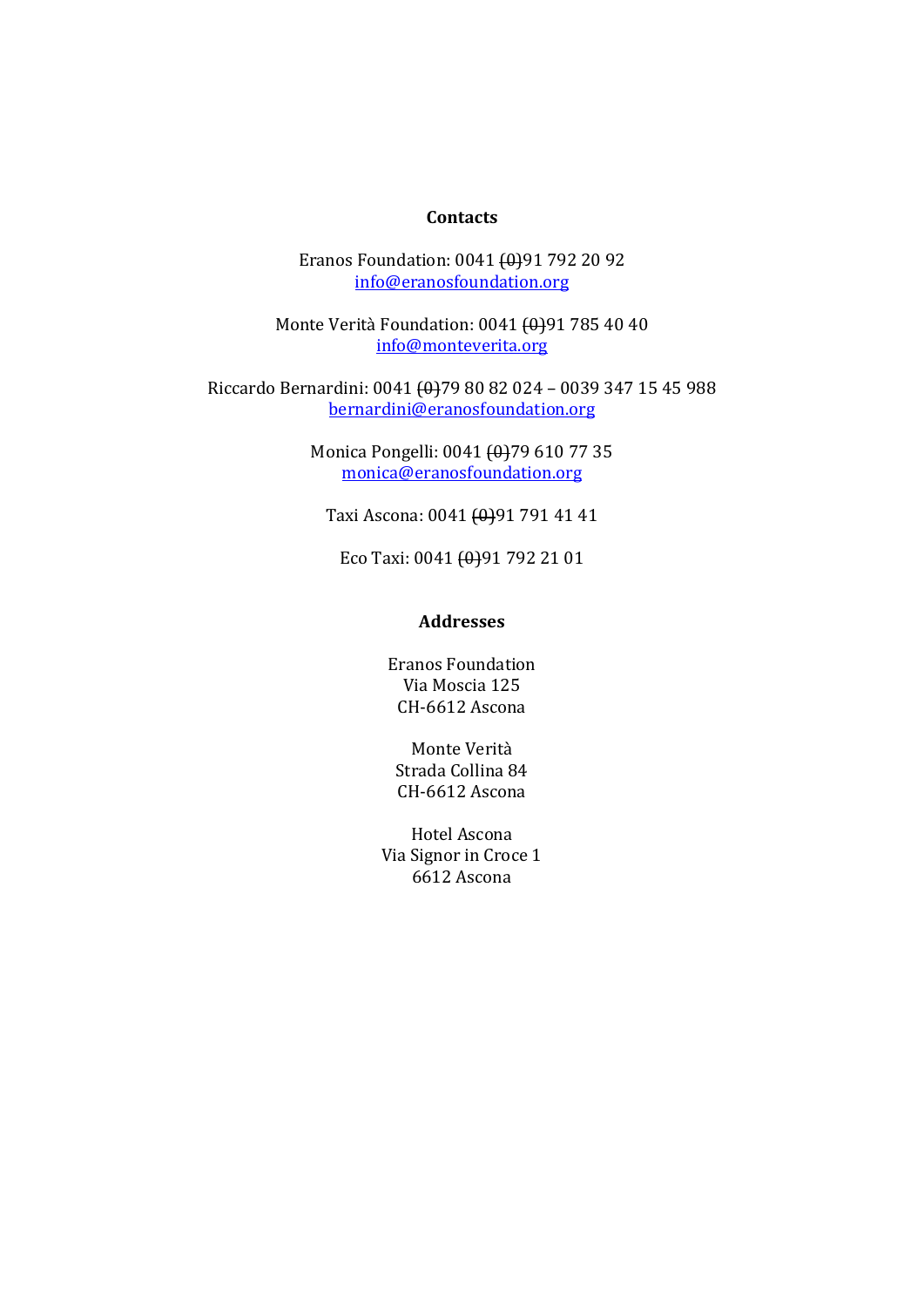## Contacts

Eranos Foundation: 0041 ~~(0)~~91 792 20 92
info@eranosfoundation.org

Monte Verità Foundation: 0041 ~~(0)~~91 785 40 40
info@monteverita.org

Riccardo Bernardini: 0041 ~~(0)~~79 80 82 024 – 0039 347 15 45 988
bernardini@eranosfoundation.org

Monica Pongelli: 0041 ~~(0)~~79 610 77 35
monica@eranosfoundation.org

Taxi Ascona: 0041 ~~(0)~~91 791 41 41

Eco Taxi: 0041 ~~(0)~~91 792 21 01

## Addresses

Eranos Foundation
Via Moscia 125
CH-6612 Ascona

Monte Verità
Strada Collina 84
CH-6612 Ascona

Hotel Ascona
Via Signor in Croce 1
6612 Ascona